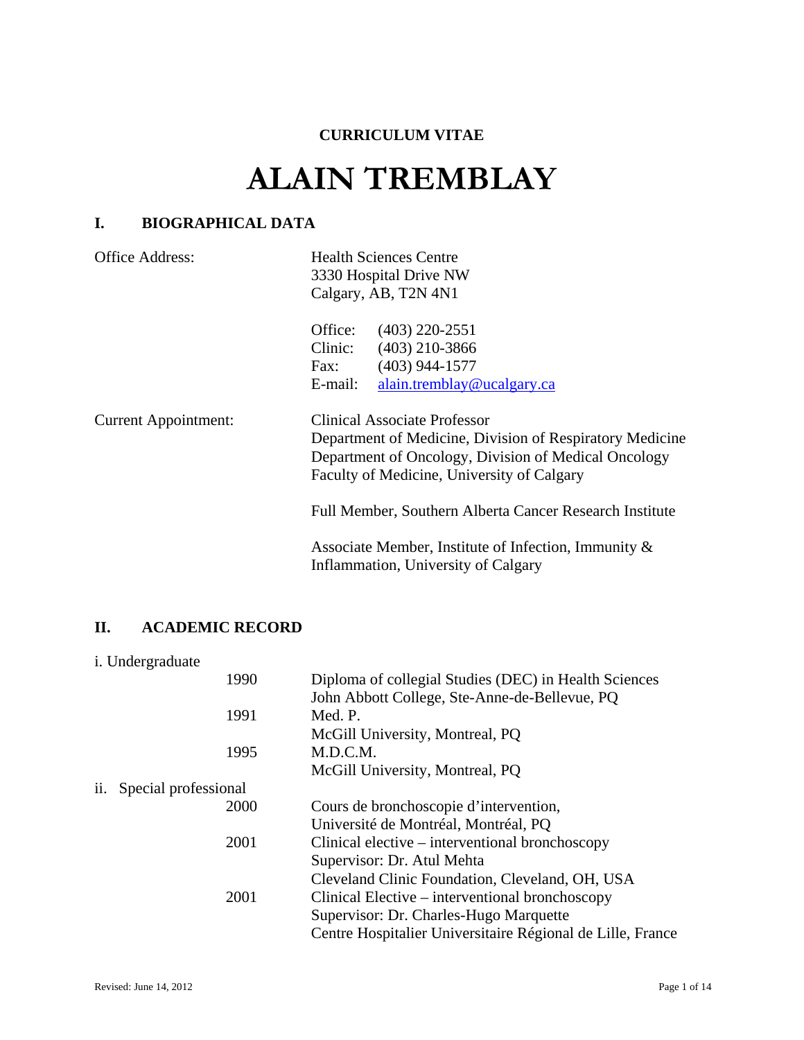**CURRICULUM VITAE**

# ALAIN TREMBLAY

## I. BIOGRAPHICAL DATA

| | |
|---|---|
| Office Address: | Health Sciences Centre<br>3330 Hospital Drive NW<br>Calgary, AB, T2N 4N1 |
| | Office: (403) 220-2551<br>Clinic: (403) 210-3866<br>Fax: (403) 944-1577<br>E-mail: alain.tremblay@ucalgary.ca |
| Current Appointment: | Clinical Associate Professor<br>Department of Medicine, Division of Respiratory Medicine<br>Department of Oncology, Division of Medical Oncology<br>Faculty of Medicine, University of Calgary |
| | Full Member, Southern Alberta Cancer Research Institute |
| | Associate Member, Institute of Infection, Immunity & Inflammation, University of Calgary |

## II. ACADEMIC RECORD

i. Undergraduate

| | |
|---|---|
| 1990 | Diploma of collegial Studies (DEC) in Health Sciences<br>John Abbott College, Ste-Anne-de-Bellevue, PQ |
| 1991 | Med. P.<br>McGill University, Montreal, PQ |
| 1995 | M.D.C.M.<br>McGill University, Montreal, PQ |

ii. Special professional

| | |
|---|---|
| 2000 | Cours de bronchoscopie d'intervention,<br>Université de Montréal, Montréal, PQ |
| 2001 | Clinical elective – interventional bronchoscopy<br>Supervisor: Dr. Atul Mehta<br>Cleveland Clinic Foundation, Cleveland, OH, USA |
| 2001 | Clinical Elective – interventional bronchoscopy<br>Supervisor: Dr. Charles-Hugo Marquette<br>Centre Hospitalier Universitaire Régional de Lille, France |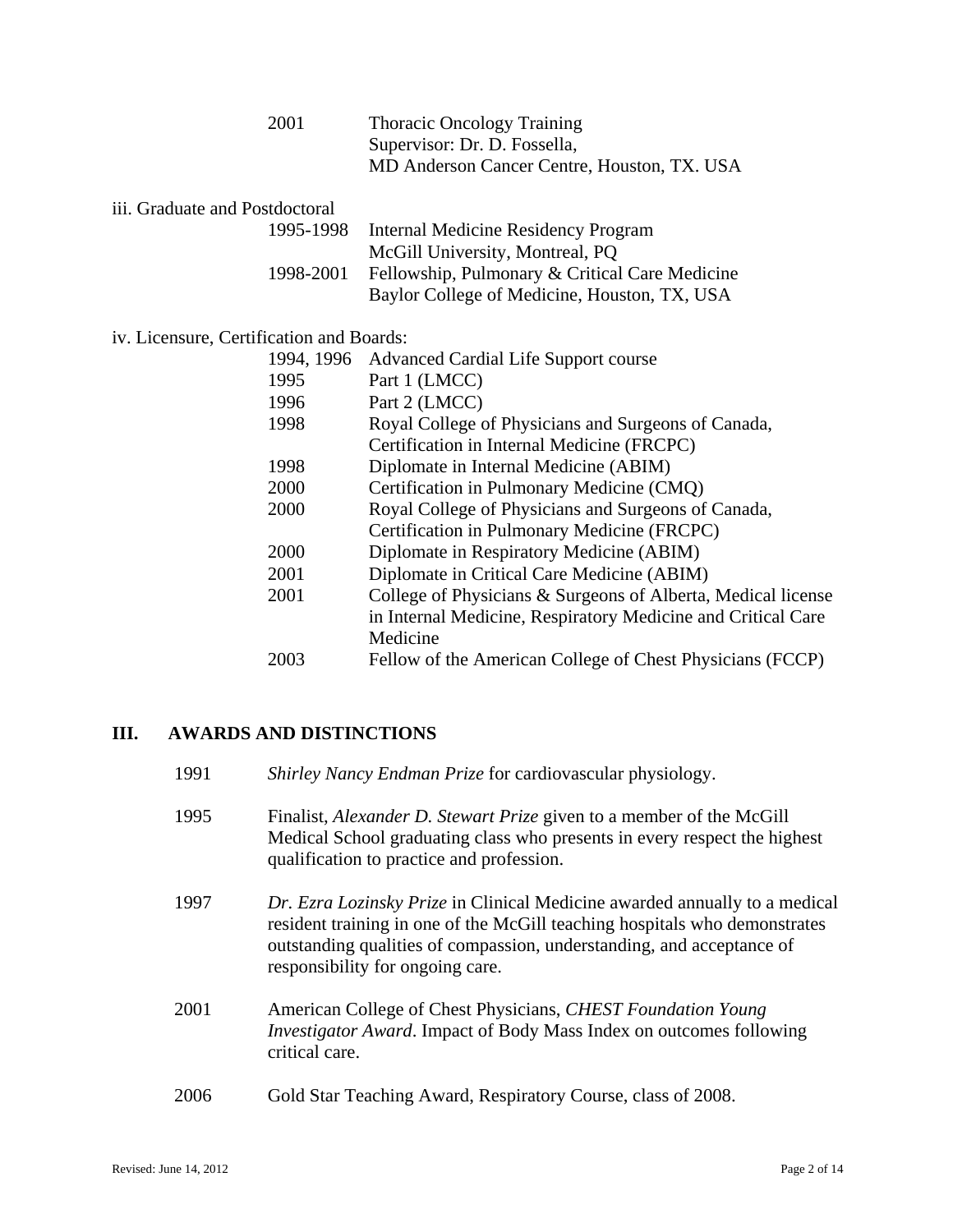| | |
|---|---|
| 2001 | Thoracic Oncology Training<br>Supervisor: Dr. D. Fossella,<br>MD Anderson Cancer Centre, Houston, TX. USA |

iii. Graduate and Postdoctoral

| | |
|---|---|
| 1995-1998 | Internal Medicine Residency Program<br>McGill University, Montreal, PQ |
| 1998-2001 | Fellowship, Pulmonary & Critical Care Medicine<br>Baylor College of Medicine, Houston, TX, USA |

iv. Licensure, Certification and Boards:

| | |
|---|---|
| 1994, 1996 | Advanced Cardial Life Support course |
| 1995 | Part 1 (LMCC) |
| 1996 | Part 2 (LMCC) |
| 1998 | Royal College of Physicians and Surgeons of Canada, Certification in Internal Medicine (FRCPC) |
| 1998 | Diplomate in Internal Medicine (ABIM) |
| 2000 | Certification in Pulmonary Medicine (CMQ) |
| 2000 | Royal College of Physicians and Surgeons of Canada, Certification in Pulmonary Medicine (FRCPC) |
| 2000 | Diplomate in Respiratory Medicine (ABIM) |
| 2001 | Diplomate in Critical Care Medicine (ABIM) |
| 2001 | College of Physicians & Surgeons of Alberta, Medical license in Internal Medicine, Respiratory Medicine and Critical Care Medicine |
| 2003 | Fellow of the American College of Chest Physicians (FCCP) |

## III. AWARDS AND DISTINCTIONS

| | |
|---|---|
| 1991 | *Shirley Nancy Endman Prize* for cardiovascular physiology. |
| 1995 | Finalist, *Alexander D. Stewart Prize* given to a member of the McGill Medical School graduating class who presents in every respect the highest qualification to practice and profession. |
| 1997 | *Dr. Ezra Lozinsky Prize* in Clinical Medicine awarded annually to a medical resident training in one of the McGill teaching hospitals who demonstrates outstanding qualities of compassion, understanding, and acceptance of responsibility for ongoing care. |
| 2001 | American College of Chest Physicians, *CHEST Foundation Young Investigator Award*. Impact of Body Mass Index on outcomes following critical care. |
| 2006 | Gold Star Teaching Award, Respiratory Course, class of 2008. |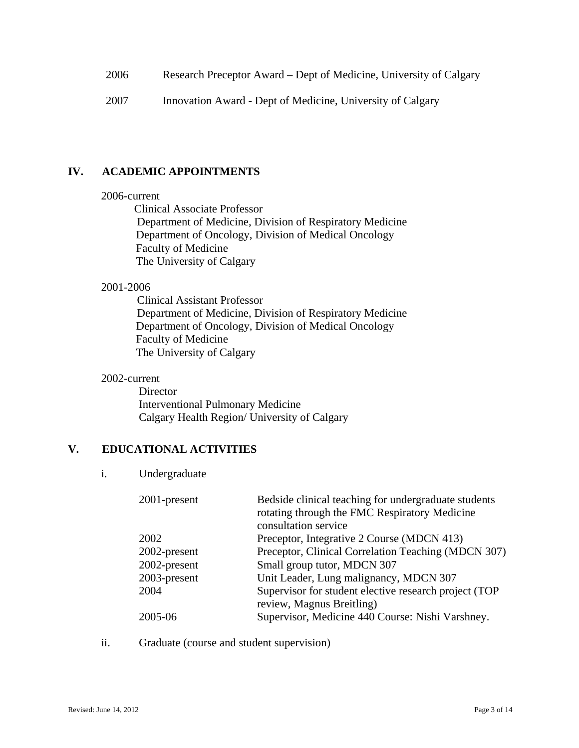| | |
|---|---|
| 2006 | Research Preceptor Award – Dept of Medicine, University of Calgary |
| 2007 | Innovation Award - Dept of Medicine, University of Calgary |

## IV. ACADEMIC APPOINTMENTS

2006-current
Clinical Associate Professor
Department of Medicine, Division of Respiratory Medicine
Department of Oncology, Division of Medical Oncology
Faculty of Medicine
The University of Calgary

2001-2006
Clinical Assistant Professor
Department of Medicine, Division of Respiratory Medicine
Department of Oncology, Division of Medical Oncology
Faculty of Medicine
The University of Calgary

2002-current
Director
Interventional Pulmonary Medicine
Calgary Health Region/ University of Calgary

## V. EDUCATIONAL ACTIVITIES

i. Undergraduate

| | |
|---|---|
| 2001-present | Bedside clinical teaching for undergraduate students rotating through the FMC Respiratory Medicine consultation service |
| 2002 | Preceptor, Integrative 2 Course (MDCN 413) |
| 2002-present | Preceptor, Clinical Correlation Teaching (MDCN 307) |
| 2002-present | Small group tutor, MDCN 307 |
| 2003-present | Unit Leader, Lung malignancy, MDCN 307 |
| 2004 | Supervisor for student elective research project (TOP review, Magnus Breitling) |
| 2005-06 | Supervisor, Medicine 440 Course: Nishi Varshney. |

ii. Graduate (course and student supervision)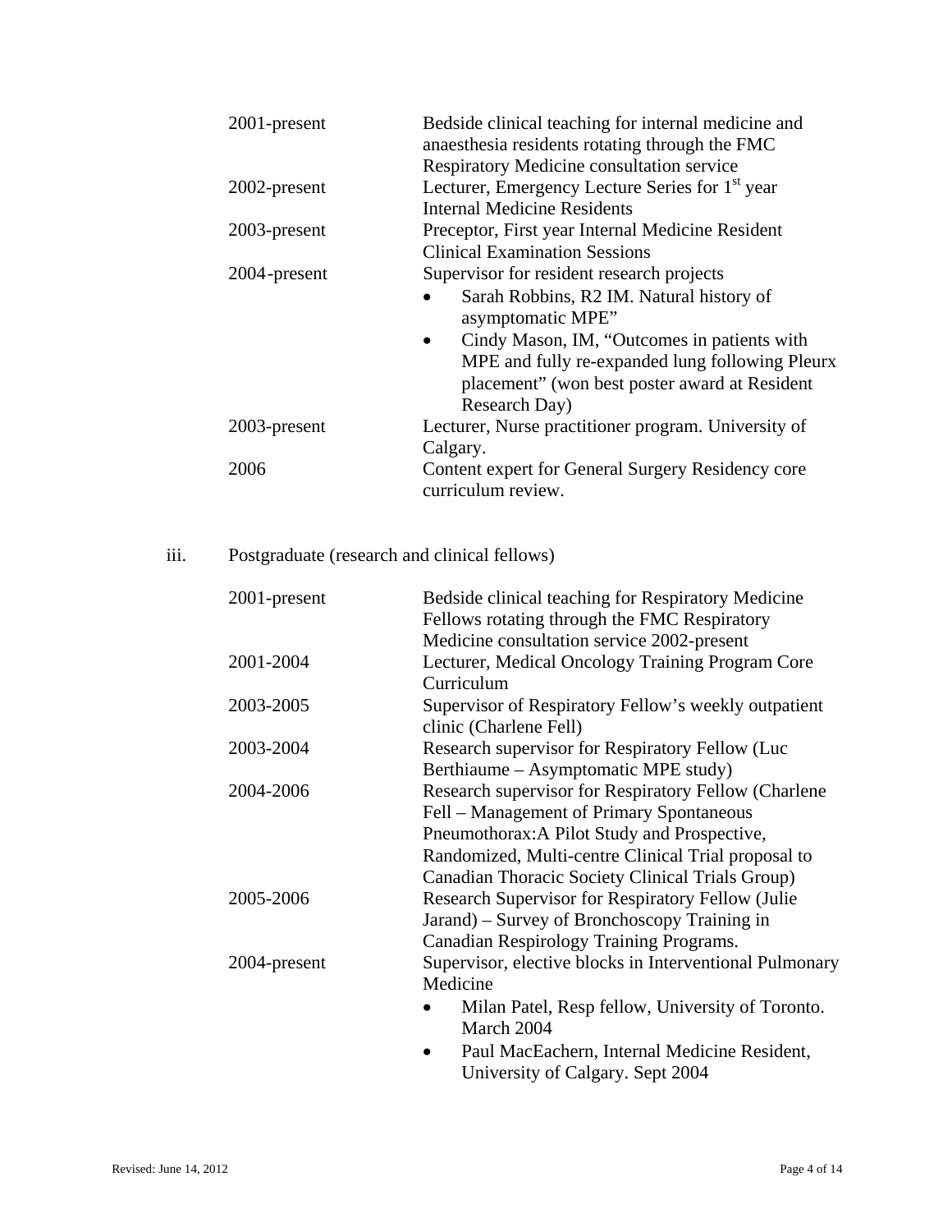| | |
|---|---|
| 2001-present | Bedside clinical teaching for internal medicine and anaesthesia residents rotating through the FMC Respiratory Medicine consultation service |
| 2002-present | Lecturer, Emergency Lecture Series for 1st year Internal Medicine Residents |
| 2003-present | Preceptor, First year Internal Medicine Resident Clinical Examination Sessions |
| 2004-present | Supervisor for resident research projects<br>• Sarah Robbins, R2 IM. Natural history of asymptomatic MPE"<br>• Cindy Mason, IM, "Outcomes in patients with MPE and fully re-expanded lung following Pleurx placement" (won best poster award at Resident Research Day) |
| 2003-present | Lecturer, Nurse practitioner program. University of Calgary. |
| 2006 | Content expert for General Surgery Residency core curriculum review. |

iii. Postgraduate (research and clinical fellows)

| | |
|---|---|
| 2001-present | Bedside clinical teaching for Respiratory Medicine Fellows rotating through the FMC Respiratory Medicine consultation service 2002-present |
| 2001-2004 | Lecturer, Medical Oncology Training Program Core Curriculum |
| 2003-2005 | Supervisor of Respiratory Fellow's weekly outpatient clinic (Charlene Fell) |
| 2003-2004 | Research supervisor for Respiratory Fellow (Luc Berthiaume – Asymptomatic MPE study) |
| 2004-2006 | Research supervisor for Respiratory Fellow (Charlene Fell – Management of Primary Spontaneous Pneumothorax:A Pilot Study and Prospective, Randomized, Multi-centre Clinical Trial proposal to Canadian Thoracic Society Clinical Trials Group) |
| 2005-2006 | Research Supervisor for Respiratory Fellow (Julie Jarand) – Survey of Bronchoscopy Training in Canadian Respirology Training Programs. |
| 2004-present | Supervisor, elective blocks in Interventional Pulmonary Medicine<br>• Milan Patel, Resp fellow, University of Toronto. March 2004<br>• Paul MacEachern, Internal Medicine Resident, University of Calgary. Sept 2004 |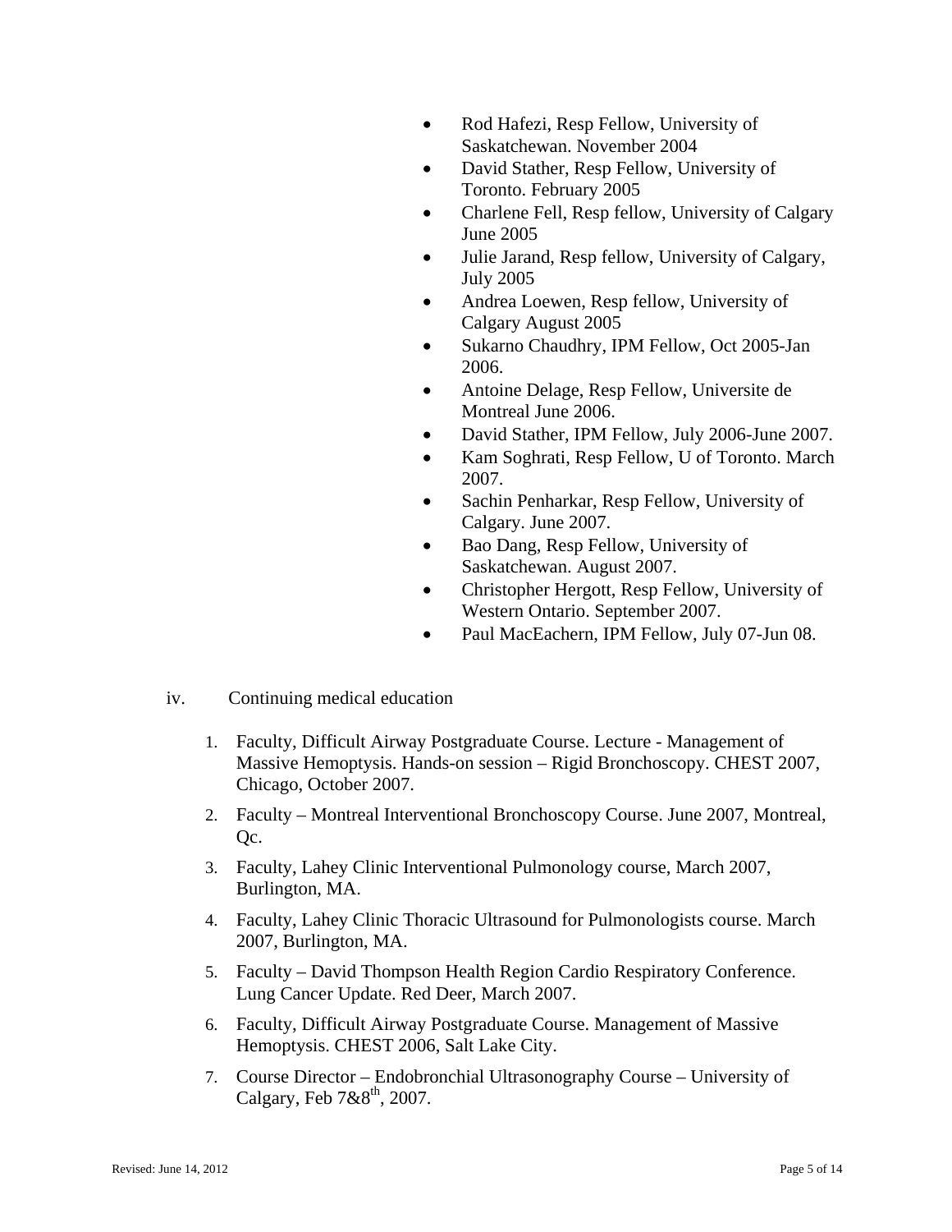- Rod Hafezi, Resp Fellow, University of Saskatchewan. November 2004
- David Stather, Resp Fellow, University of Toronto. February 2005
- Charlene Fell, Resp fellow, University of Calgary June 2005
- Julie Jarand, Resp fellow, University of Calgary, July 2005
- Andrea Loewen, Resp fellow, University of Calgary August 2005
- Sukarno Chaudhry, IPM Fellow, Oct 2005-Jan 2006.
- Antoine Delage, Resp Fellow, Universite de Montreal June 2006.
- David Stather, IPM Fellow, July 2006-June 2007.
- Kam Soghrati, Resp Fellow, U of Toronto. March 2007.
- Sachin Penharkar, Resp Fellow, University of Calgary. June 2007.
- Bao Dang, Resp Fellow, University of Saskatchewan. August 2007.
- Christopher Hergott, Resp Fellow, University of Western Ontario. September 2007.
- Paul MacEachern, IPM Fellow, July 07-Jun 08.

iv. Continuing medical education

1. Faculty, Difficult Airway Postgraduate Course. Lecture - Management of Massive Hemoptysis. Hands-on session – Rigid Bronchoscopy. CHEST 2007, Chicago, October 2007.
2. Faculty – Montreal Interventional Bronchoscopy Course. June 2007, Montreal, Qc.
3. Faculty, Lahey Clinic Interventional Pulmonology course, March 2007, Burlington, MA.
4. Faculty, Lahey Clinic Thoracic Ultrasound for Pulmonologists course. March 2007, Burlington, MA.
5. Faculty – David Thompson Health Region Cardio Respiratory Conference. Lung Cancer Update. Red Deer, March 2007.
6. Faculty, Difficult Airway Postgraduate Course. Management of Massive Hemoptysis. CHEST 2006, Salt Lake City.
7. Course Director – Endobronchial Ultrasonography Course – University of Calgary, Feb 7&8th, 2007.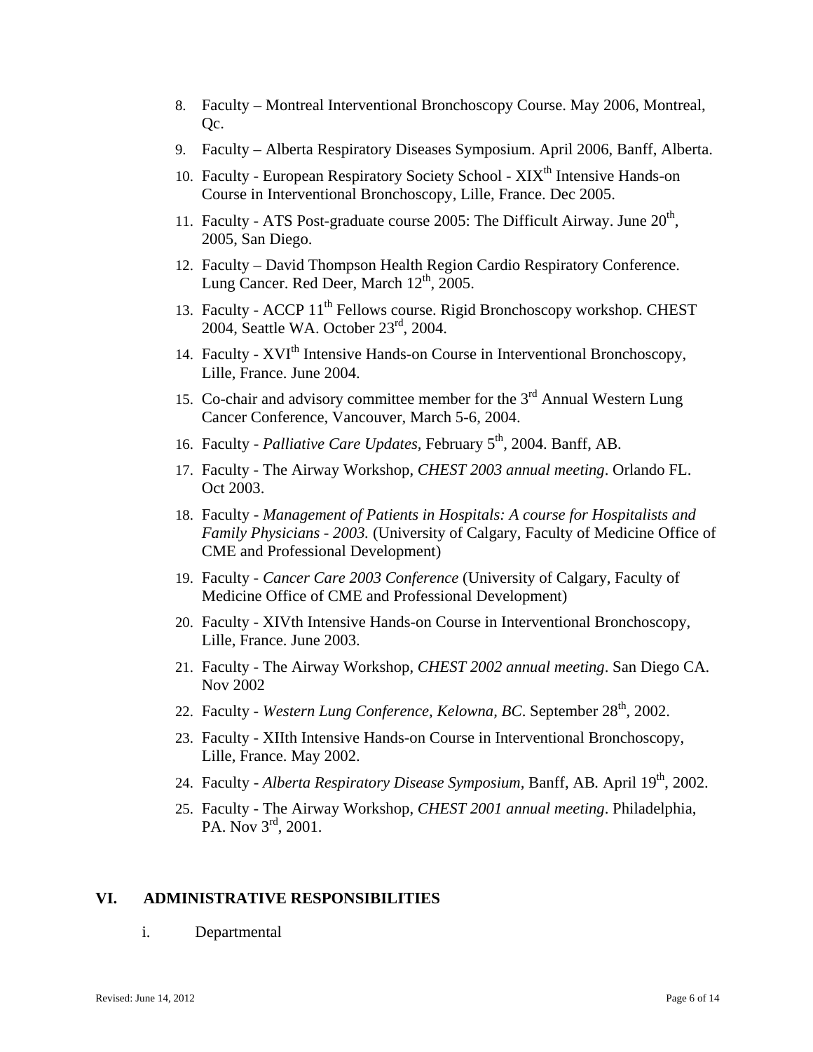8. Faculty – Montreal Interventional Bronchoscopy Course. May 2006, Montreal, Qc.
9. Faculty – Alberta Respiratory Diseases Symposium. April 2006, Banff, Alberta.
10. Faculty - European Respiratory Society School - XIX$^{th}$ Intensive Hands-on Course in Interventional Bronchoscopy, Lille, France. Dec 2005.
11. Faculty - ATS Post-graduate course 2005: The Difficult Airway. June 20$^{th}$, 2005, San Diego.
12. Faculty – David Thompson Health Region Cardio Respiratory Conference. Lung Cancer. Red Deer, March 12$^{th}$, 2005.
13. Faculty - ACCP 11$^{th}$ Fellows course. Rigid Bronchoscopy workshop. CHEST 2004, Seattle WA. October 23$^{rd}$, 2004.
14. Faculty - XVI$^{th}$ Intensive Hands-on Course in Interventional Bronchoscopy, Lille, France. June 2004.
15. Co-chair and advisory committee member for the 3$^{rd}$ Annual Western Lung Cancer Conference, Vancouver, March 5-6, 2004.
16. Faculty - *Palliative Care Updates,* February 5$^{th}$, 2004. Banff, AB.
17. Faculty - The Airway Workshop, *CHEST 2003 annual meeting*. Orlando FL. Oct 2003.
18. Faculty - *Management of Patients in Hospitals: A course for Hospitalists and Family Physicians - 2003.* (University of Calgary, Faculty of Medicine Office of CME and Professional Development)
19. Faculty - *Cancer Care 2003 Conference* (University of Calgary, Faculty of Medicine Office of CME and Professional Development)
20. Faculty - XIVth Intensive Hands-on Course in Interventional Bronchoscopy, Lille, France. June 2003.
21. Faculty - The Airway Workshop, *CHEST 2002 annual meeting*. San Diego CA. Nov 2002
22. Faculty - *Western Lung Conference, Kelowna, BC*. September 28$^{th}$, 2002.
23. Faculty - XIIth Intensive Hands-on Course in Interventional Bronchoscopy, Lille, France. May 2002.
24. Faculty - *Alberta Respiratory Disease Symposium*, Banff, AB. April 19$^{th}$, 2002.
25. Faculty - The Airway Workshop, *CHEST 2001 annual meeting*. Philadelphia, PA. Nov 3$^{rd}$, 2001.

## VI. ADMINISTRATIVE RESPONSIBILITIES

i. Departmental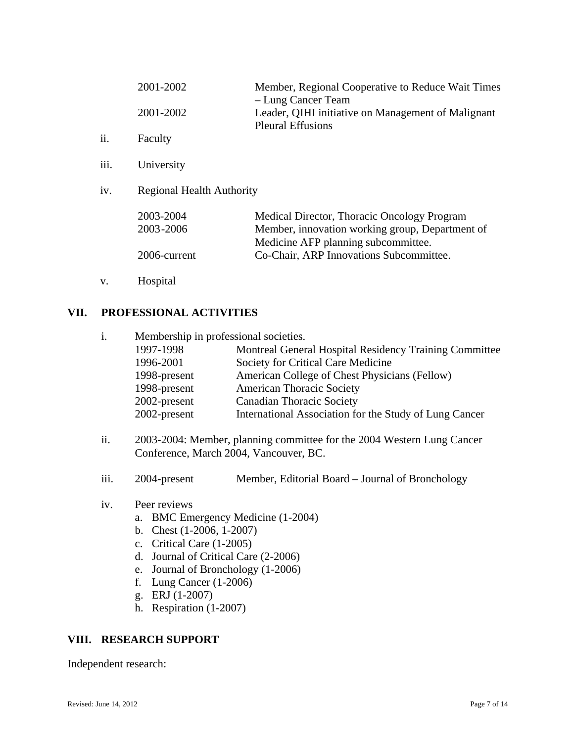| | |
|---|---|
| 2001-2002 | Member, Regional Cooperative to Reduce Wait Times – Lung Cancer Team |
| 2001-2002 | Leader, QIHI initiative on Management of Malignant Pleural Effusions |

ii. Faculty

iii. University

iv. Regional Health Authority

| | |
|---|---|
| 2003-2004 | Medical Director, Thoracic Oncology Program |
| 2003-2006 | Member, innovation working group, Department of Medicine AFP planning subcommittee. |
| 2006-current | Co-Chair, ARP Innovations Subcommittee. |

v. Hospital

## VII. PROFESSIONAL ACTIVITIES

i. Membership in professional societies.

| | |
|---|---|
| 1997-1998 | Montreal General Hospital Residency Training Committee |
| 1996-2001 | Society for Critical Care Medicine |
| 1998-present | American College of Chest Physicians (Fellow) |
| 1998-present | American Thoracic Society |
| 2002-present | Canadian Thoracic Society |
| 2002-present | International Association for the Study of Lung Cancer |

ii. 2003-2004: Member, planning committee for the 2004 Western Lung Cancer Conference, March 2004, Vancouver, BC.

iii. 2004-present Member, Editorial Board – Journal of Bronchology

iv. Peer reviews

a. BMC Emergency Medicine (1-2004)
b. Chest (1-2006, 1-2007)
c. Critical Care (1-2005)
d. Journal of Critical Care (2-2006)
e. Journal of Bronchology (1-2006)
f. Lung Cancer (1-2006)
g. ERJ (1-2007)
h. Respiration (1-2007)

## VIII. RESEARCH SUPPORT

Independent research: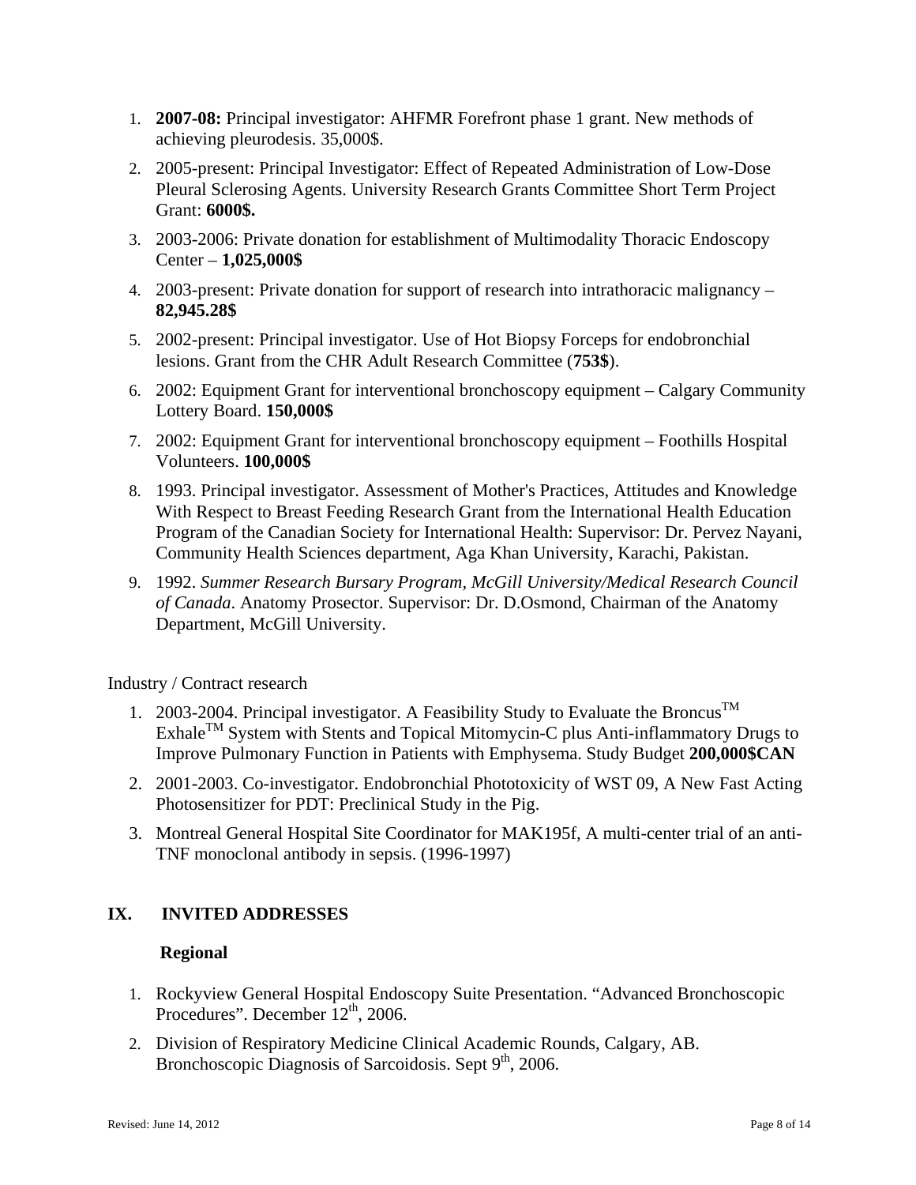1. **2007-08:** Principal investigator: AHFMR Forefront phase 1 grant. New methods of achieving pleurodesis. 35,000$.
2. 2005-present: Principal Investigator: Effect of Repeated Administration of Low-Dose Pleural Sclerosing Agents. University Research Grants Committee Short Term Project Grant: **6000$.**
3. 2003-2006: Private donation for establishment of Multimodality Thoracic Endoscopy Center – **1,025,000$**
4. 2003-present: Private donation for support of research into intrathoracic malignancy – **82,945.28$**
5. 2002-present: Principal investigator. Use of Hot Biopsy Forceps for endobronchial lesions. Grant from the CHR Adult Research Committee (**753$**).
6. 2002: Equipment Grant for interventional bronchoscopy equipment – Calgary Community Lottery Board. **150,000$**
7. 2002: Equipment Grant for interventional bronchoscopy equipment – Foothills Hospital Volunteers. **100,000$**
8. 1993. Principal investigator. Assessment of Mother's Practices, Attitudes and Knowledge With Respect to Breast Feeding Research Grant from the International Health Education Program of the Canadian Society for International Health: Supervisor: Dr. Pervez Nayani, Community Health Sciences department, Aga Khan University, Karachi, Pakistan.
9. 1992. *Summer Research Bursary Program, McGill University/Medical Research Council of Canada.* Anatomy Prosector. Supervisor: Dr. D.Osmond, Chairman of the Anatomy Department, McGill University.

Industry / Contract research

1. 2003-2004. Principal investigator. A Feasibility Study to Evaluate the Broncus™ Exhale™ System with Stents and Topical Mitomycin-C plus Anti-inflammatory Drugs to Improve Pulmonary Function in Patients with Emphysema. Study Budget **200,000$CAN**
2. 2001-2003. Co-investigator. Endobronchial Phototoxicity of WST 09, A New Fast Acting Photosensitizer for PDT: Preclinical Study in the Pig.
3. Montreal General Hospital Site Coordinator for MAK195f, A multi-center trial of an anti-TNF monoclonal antibody in sepsis. (1996-1997)

## IX. INVITED ADDRESSES

### Regional

1. Rockyview General Hospital Endoscopy Suite Presentation. "Advanced Bronchoscopic Procedures". December 12th, 2006.
2. Division of Respiratory Medicine Clinical Academic Rounds, Calgary, AB. Bronchoscopic Diagnosis of Sarcoidosis. Sept 9th, 2006.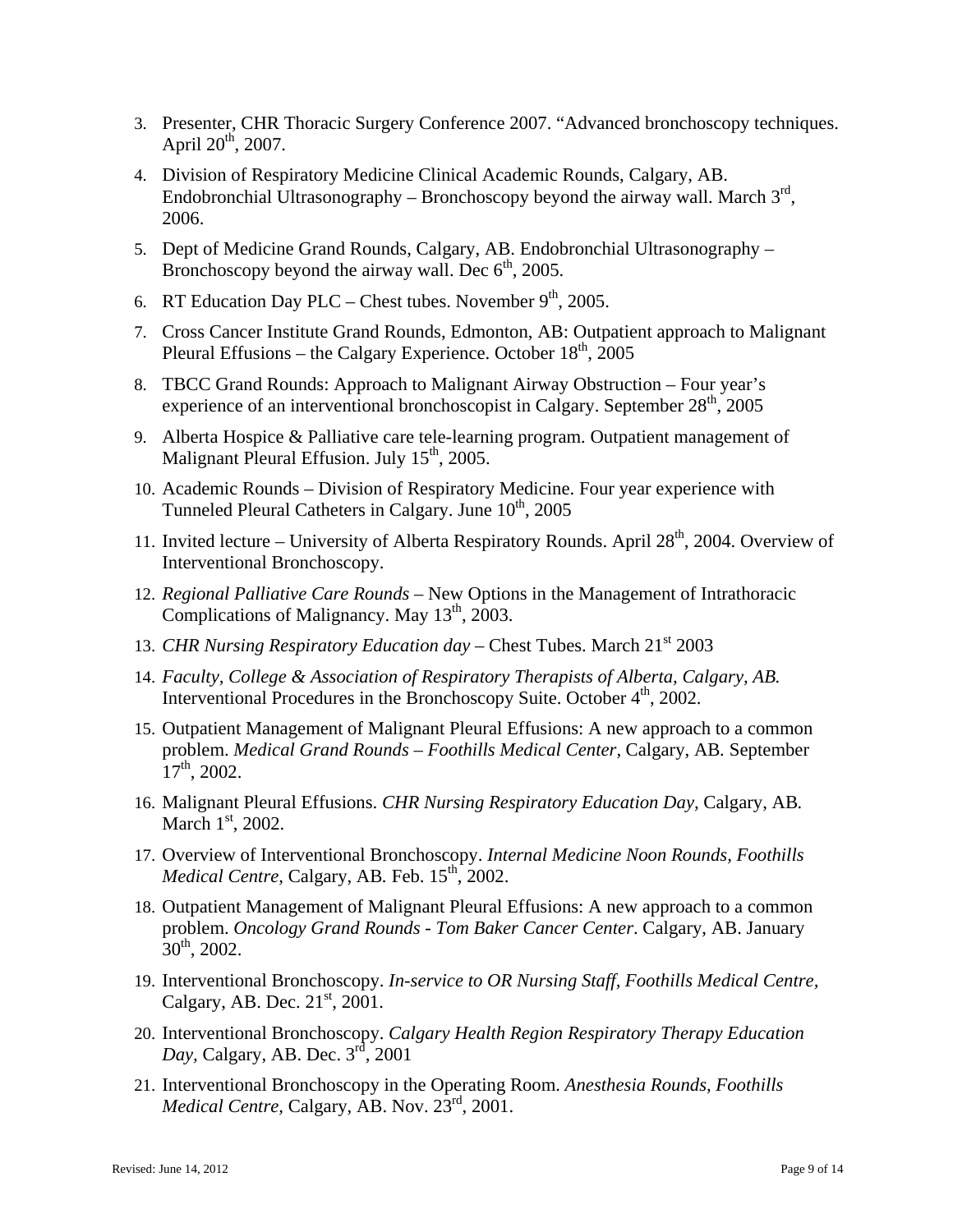3. Presenter, CHR Thoracic Surgery Conference 2007. "Advanced bronchoscopy techniques. April 20th, 2007.
4. Division of Respiratory Medicine Clinical Academic Rounds, Calgary, AB. Endobronchial Ultrasonography – Bronchoscopy beyond the airway wall. March 3rd, 2006.
5. Dept of Medicine Grand Rounds, Calgary, AB. Endobronchial Ultrasonography – Bronchoscopy beyond the airway wall. Dec 6th, 2005.
6. RT Education Day PLC – Chest tubes. November 9th, 2005.
7. Cross Cancer Institute Grand Rounds, Edmonton, AB: Outpatient approach to Malignant Pleural Effusions – the Calgary Experience. October 18th, 2005
8. TBCC Grand Rounds: Approach to Malignant Airway Obstruction – Four year's experience of an interventional bronchoscopist in Calgary. September 28th, 2005
9. Alberta Hospice & Palliative care tele-learning program. Outpatient management of Malignant Pleural Effusion. July 15th, 2005.
10. Academic Rounds – Division of Respiratory Medicine. Four year experience with Tunneled Pleural Catheters in Calgary. June 10th, 2005
11. Invited lecture – University of Alberta Respiratory Rounds. April 28th, 2004. Overview of Interventional Bronchoscopy.
12. *Regional Palliative Care Rounds* – New Options in the Management of Intrathoracic Complications of Malignancy. May 13th, 2003.
13. *CHR Nursing Respiratory Education day* – Chest Tubes. March 21st 2003
14. *Faculty, College & Association of Respiratory Therapists of Alberta, Calgary, AB.* Interventional Procedures in the Bronchoscopy Suite. October 4th, 2002.
15. Outpatient Management of Malignant Pleural Effusions: A new approach to a common problem. *Medical Grand Rounds – Foothills Medical Center,* Calgary, AB. September 17th, 2002.
16. Malignant Pleural Effusions. *CHR Nursing Respiratory Education Day,* Calgary, AB. March 1st, 2002.
17. Overview of Interventional Bronchoscopy. *Internal Medicine Noon Rounds, Foothills Medical Centre,* Calgary, AB. Feb. 15th, 2002.
18. Outpatient Management of Malignant Pleural Effusions: A new approach to a common problem. *Oncology Grand Rounds - Tom Baker Cancer Center*. Calgary, AB. January 30th, 2002.
19. Interventional Bronchoscopy. *In-service to OR Nursing Staff, Foothills Medical Centre,* Calgary, AB. Dec. 21st, 2001.
20. Interventional Bronchoscopy. *Calgary Health Region Respiratory Therapy Education Day,* Calgary, AB. Dec. 3rd, 2001
21. Interventional Bronchoscopy in the Operating Room. *Anesthesia Rounds, Foothills Medical Centre,* Calgary, AB. Nov. 23rd, 2001.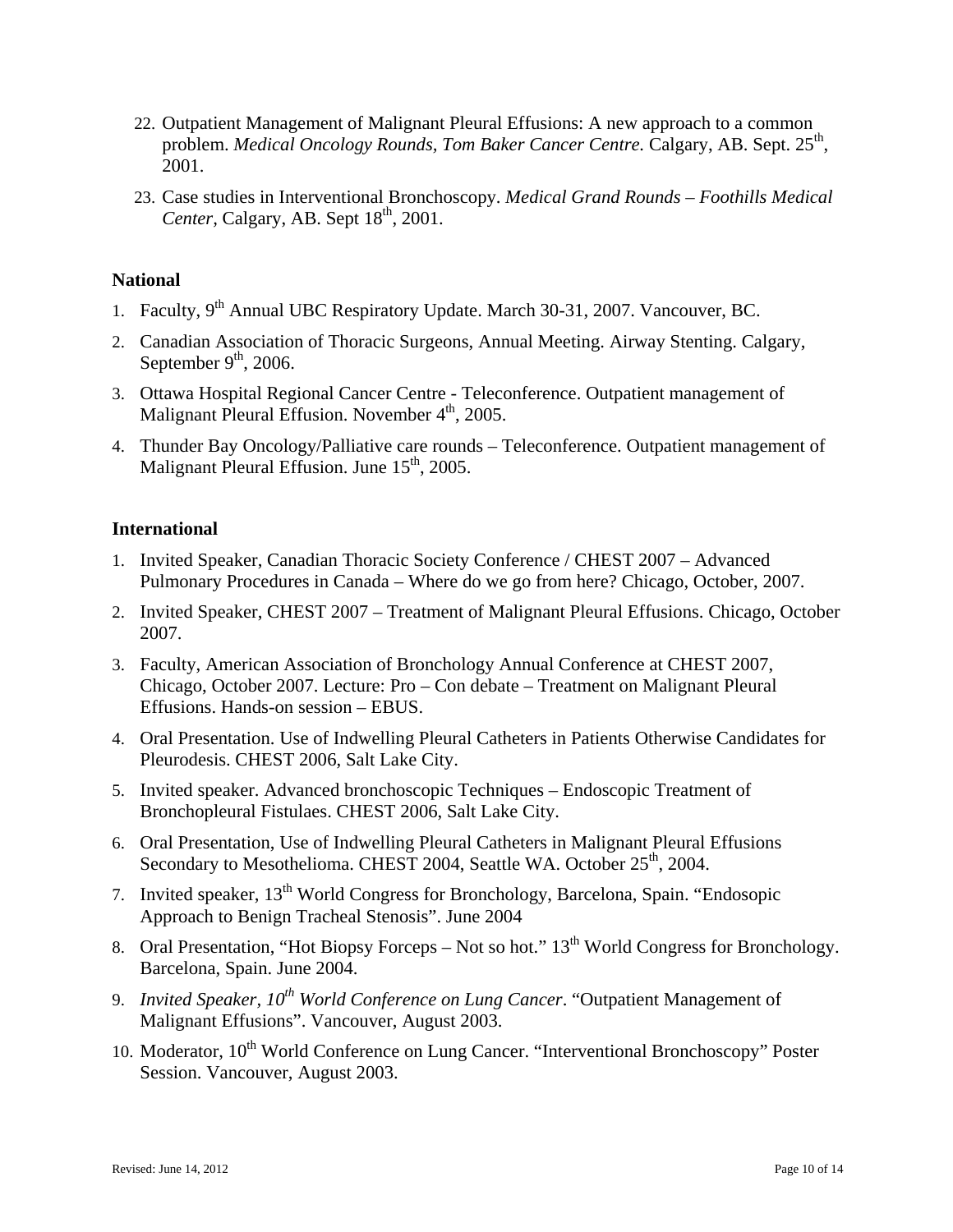22. Outpatient Management of Malignant Pleural Effusions: A new approach to a common problem. *Medical Oncology Rounds, Tom Baker Cancer Centre*. Calgary, AB. Sept. 25th, 2001.

23. Case studies in Interventional Bronchoscopy. *Medical Grand Rounds – Foothills Medical Center*, Calgary, AB. Sept 18th, 2001.

### National

1. Faculty, 9th Annual UBC Respiratory Update. March 30-31, 2007. Vancouver, BC.
2. Canadian Association of Thoracic Surgeons, Annual Meeting. Airway Stenting. Calgary, September 9th, 2006.
3. Ottawa Hospital Regional Cancer Centre - Teleconference. Outpatient management of Malignant Pleural Effusion. November 4th, 2005.
4. Thunder Bay Oncology/Palliative care rounds – Teleconference. Outpatient management of Malignant Pleural Effusion. June 15th, 2005.

### International

1. Invited Speaker, Canadian Thoracic Society Conference / CHEST 2007 – Advanced Pulmonary Procedures in Canada – Where do we go from here? Chicago, October, 2007.
2. Invited Speaker, CHEST 2007 – Treatment of Malignant Pleural Effusions. Chicago, October 2007.
3. Faculty, American Association of Bronchology Annual Conference at CHEST 2007, Chicago, October 2007. Lecture: Pro – Con debate – Treatment on Malignant Pleural Effusions. Hands-on session – EBUS.
4. Oral Presentation. Use of Indwelling Pleural Catheters in Patients Otherwise Candidates for Pleurodesis. CHEST 2006, Salt Lake City.
5. Invited speaker. Advanced bronchoscopic Techniques – Endoscopic Treatment of Bronchopleural Fistulaes. CHEST 2006, Salt Lake City.
6. Oral Presentation, Use of Indwelling Pleural Catheters in Malignant Pleural Effusions Secondary to Mesothelioma. CHEST 2004, Seattle WA. October 25th, 2004.
7. Invited speaker, 13th World Congress for Bronchology, Barcelona, Spain. "Endosopic Approach to Benign Tracheal Stenosis". June 2004
8. Oral Presentation, "Hot Biopsy Forceps – Not so hot." 13th World Congress for Bronchology. Barcelona, Spain. June 2004.
9. *Invited Speaker, 10th World Conference on Lung Cancer*. "Outpatient Management of Malignant Effusions". Vancouver, August 2003.
10. Moderator, 10th World Conference on Lung Cancer. "Interventional Bronchoscopy" Poster Session. Vancouver, August 2003.

Revised: June 14, 2012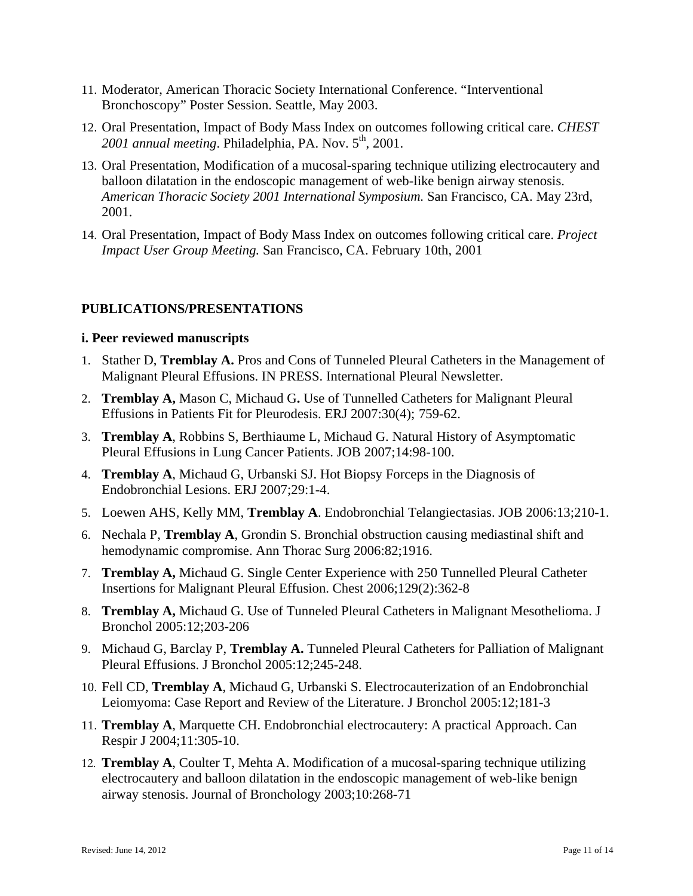11. Moderator, American Thoracic Society International Conference. "Interventional Bronchoscopy" Poster Session. Seattle, May 2003.
12. Oral Presentation, Impact of Body Mass Index on outcomes following critical care. *CHEST 2001 annual meeting*. Philadelphia, PA. Nov. 5th, 2001.
13. Oral Presentation, Modification of a mucosal-sparing technique utilizing electrocautery and balloon dilatation in the endoscopic management of web-like benign airway stenosis. *American Thoracic Society 2001 International Symposium.* San Francisco, CA. May 23rd, 2001.
14. Oral Presentation, Impact of Body Mass Index on outcomes following critical care. *Project Impact User Group Meeting.* San Francisco, CA. February 10th, 2001

## PUBLICATIONS/PRESENTATIONS

### i. Peer reviewed manuscripts

1. Stather D, **Tremblay A.** Pros and Cons of Tunneled Pleural Catheters in the Management of Malignant Pleural Effusions. IN PRESS. International Pleural Newsletter.
2. **Tremblay A,** Mason C, Michaud G**.** Use of Tunnelled Catheters for Malignant Pleural Effusions in Patients Fit for Pleurodesis. ERJ 2007:30(4); 759-62.
3. **Tremblay A**, Robbins S, Berthiaume L, Michaud G. Natural History of Asymptomatic Pleural Effusions in Lung Cancer Patients. JOB 2007;14:98-100.
4. **Tremblay A**, Michaud G, Urbanski SJ. Hot Biopsy Forceps in the Diagnosis of Endobronchial Lesions. ERJ 2007;29:1-4.
5. Loewen AHS, Kelly MM, **Tremblay A**. Endobronchial Telangiectasias. JOB 2006:13;210-1.
6. Nechala P, **Tremblay A**, Grondin S. Bronchial obstruction causing mediastinal shift and hemodynamic compromise. Ann Thorac Surg 2006:82;1916.
7. **Tremblay A,** Michaud G. Single Center Experience with 250 Tunnelled Pleural Catheter Insertions for Malignant Pleural Effusion. Chest 2006;129(2):362-8
8. **Tremblay A,** Michaud G. Use of Tunneled Pleural Catheters in Malignant Mesothelioma. J Bronchol 2005:12;203-206
9. Michaud G, Barclay P, **Tremblay A.** Tunneled Pleural Catheters for Palliation of Malignant Pleural Effusions. J Bronchol 2005:12;245-248.
10. Fell CD, **Tremblay A**, Michaud G, Urbanski S. Electrocauterization of an Endobronchial Leiomyoma: Case Report and Review of the Literature. J Bronchol 2005:12;181-3
11. **Tremblay A**, Marquette CH. Endobronchial electrocautery: A practical Approach. Can Respir J 2004;11:305-10.
12. **Tremblay A**, Coulter T, Mehta A. Modification of a mucosal-sparing technique utilizing electrocautery and balloon dilatation in the endoscopic management of web-like benign airway stenosis. Journal of Bronchology 2003;10:268-71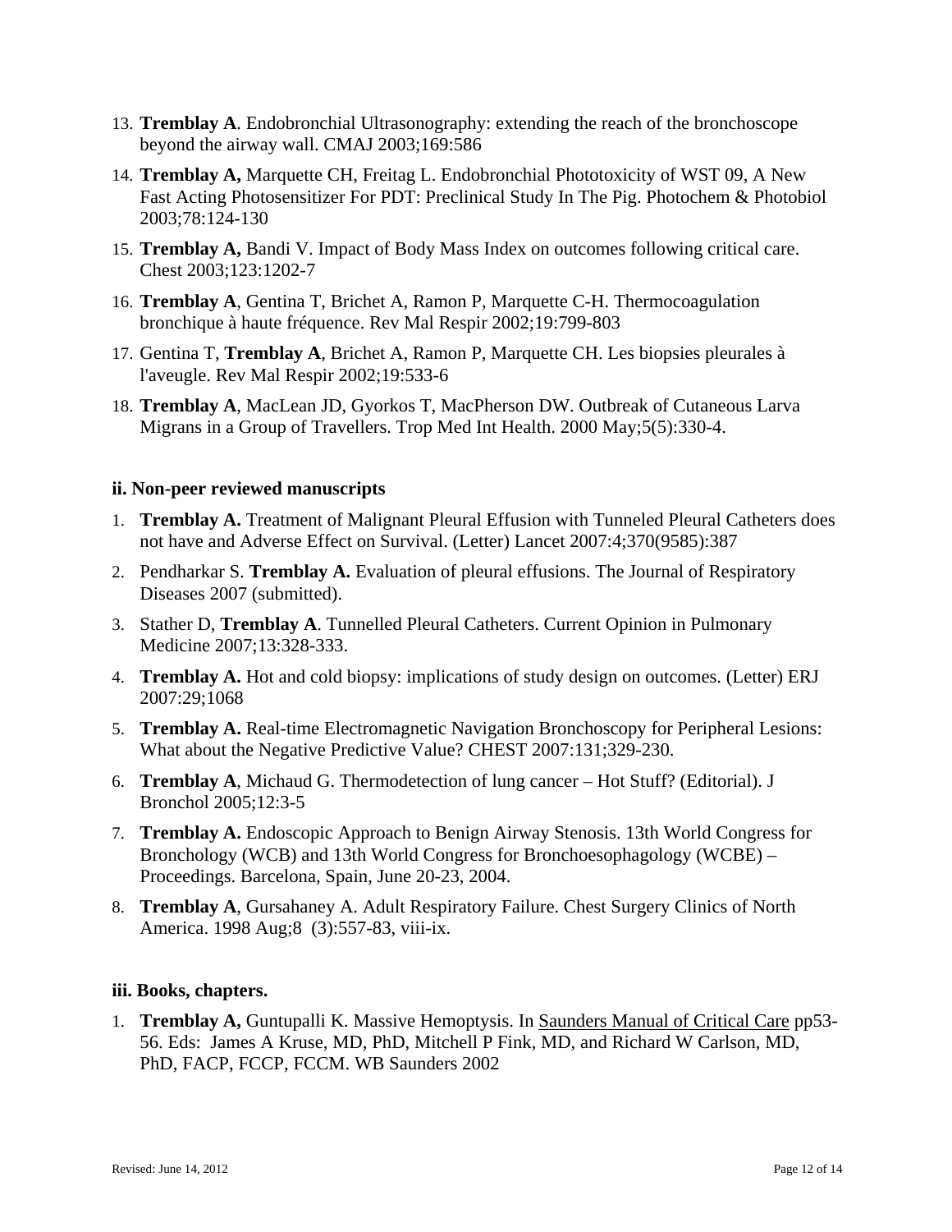13. **Tremblay A**. Endobronchial Ultrasonography: extending the reach of the bronchoscope beyond the airway wall. CMAJ 2003;169:586
14. **Tremblay A,** Marquette CH, Freitag L. Endobronchial Phototoxicity of WST 09, A New Fast Acting Photosensitizer For PDT: Preclinical Study In The Pig. Photochem & Photobiol 2003;78:124-130
15. **Tremblay A,** Bandi V. Impact of Body Mass Index on outcomes following critical care. Chest 2003;123:1202-7
16. **Tremblay A**, Gentina T, Brichet A, Ramon P, Marquette C-H. Thermocoagulation bronchique à haute fréquence. Rev Mal Respir 2002;19:799-803
17. Gentina T, **Tremblay A**, Brichet A, Ramon P, Marquette CH. Les biopsies pleurales à l'aveugle. Rev Mal Respir 2002;19:533-6
18. **Tremblay A**, MacLean JD, Gyorkos T, MacPherson DW. Outbreak of Cutaneous Larva Migrans in a Group of Travellers. Trop Med Int Health. 2000 May;5(5):330-4.

**ii. Non-peer reviewed manuscripts**

1. **Tremblay A.** Treatment of Malignant Pleural Effusion with Tunneled Pleural Catheters does not have and Adverse Effect on Survival. (Letter) Lancet 2007:4;370(9585):387
2. Pendharkar S. **Tremblay A.** Evaluation of pleural effusions. The Journal of Respiratory Diseases 2007 (submitted).
3. Stather D, **Tremblay A**. Tunnelled Pleural Catheters. Current Opinion in Pulmonary Medicine 2007;13:328-333.
4. **Tremblay A.** Hot and cold biopsy: implications of study design on outcomes. (Letter) ERJ 2007:29;1068
5. **Tremblay A.** Real-time Electromagnetic Navigation Bronchoscopy for Peripheral Lesions: What about the Negative Predictive Value? CHEST 2007:131;329-230.
6. **Tremblay A**, Michaud G. Thermodetection of lung cancer – Hot Stuff? (Editorial). J Bronchol 2005;12:3-5
7. **Tremblay A.** Endoscopic Approach to Benign Airway Stenosis. 13th World Congress for Bronchology (WCB) and 13th World Congress for Bronchoesophagology (WCBE) – Proceedings. Barcelona, Spain, June 20-23, 2004.
8. **Tremblay A**, Gursahaney A. Adult Respiratory Failure. Chest Surgery Clinics of North America. 1998 Aug;8 (3):557-83, viii-ix.

**iii. Books, chapters.**

1. **Tremblay A,** Guntupalli K. Massive Hemoptysis. In Saunders Manual of Critical Care pp53-56. Eds: James A Kruse, MD, PhD, Mitchell P Fink, MD, and Richard W Carlson, MD, PhD, FACP, FCCP, FCCM. WB Saunders 2002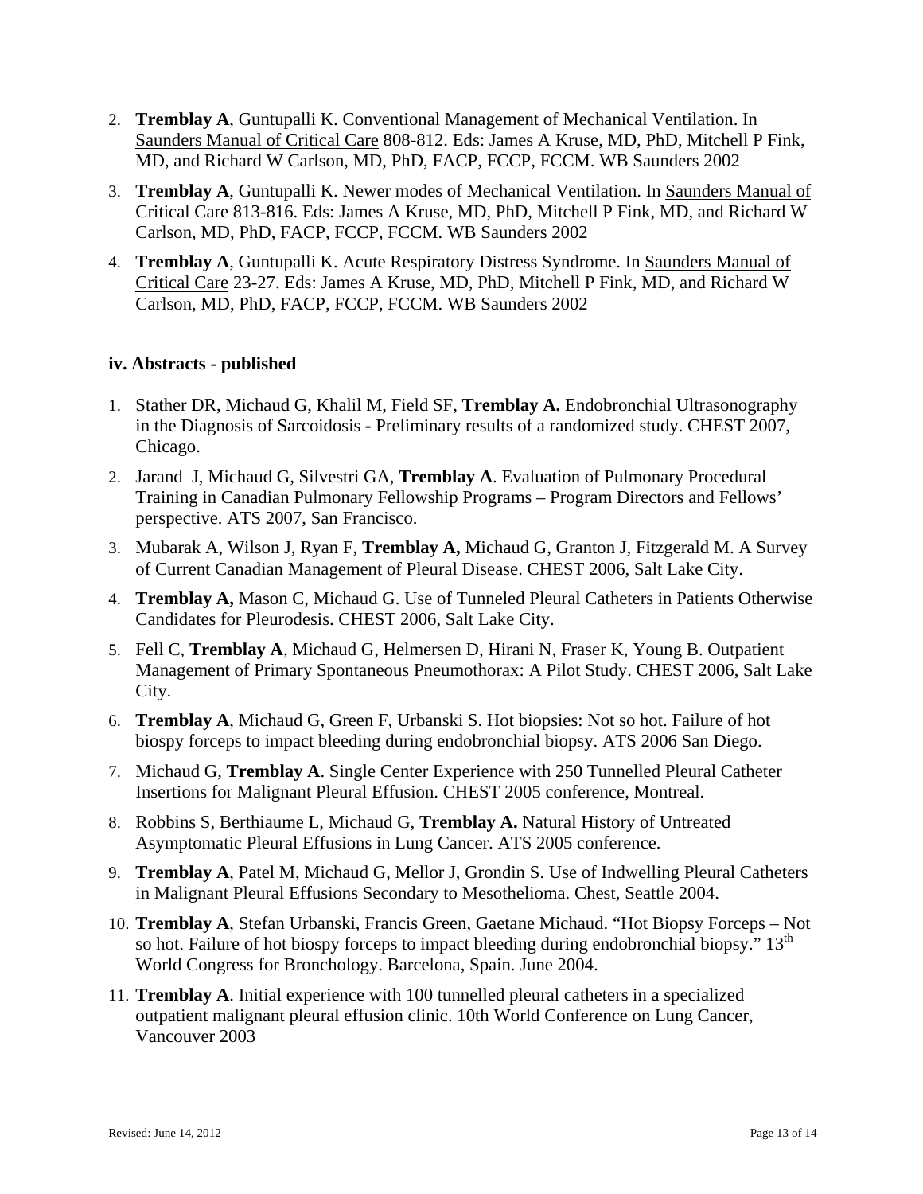2. **Tremblay A**, Guntupalli K. Conventional Management of Mechanical Ventilation. In Saunders Manual of Critical Care 808-812. Eds: James A Kruse, MD, PhD, Mitchell P Fink, MD, and Richard W Carlson, MD, PhD, FACP, FCCP, FCCM. WB Saunders 2002

3. **Tremblay A**, Guntupalli K. Newer modes of Mechanical Ventilation. In Saunders Manual of Critical Care 813-816. Eds: James A Kruse, MD, PhD, Mitchell P Fink, MD, and Richard W Carlson, MD, PhD, FACP, FCCP, FCCM. WB Saunders 2002

4. **Tremblay A**, Guntupalli K. Acute Respiratory Distress Syndrome. In Saunders Manual of Critical Care 23-27. Eds: James A Kruse, MD, PhD, Mitchell P Fink, MD, and Richard W Carlson, MD, PhD, FACP, FCCP, FCCM. WB Saunders 2002

**iv. Abstracts - published**

1. Stather DR, Michaud G, Khalil M, Field SF, **Tremblay A.** Endobronchial Ultrasonography in the Diagnosis of Sarcoidosis - Preliminary results of a randomized study. CHEST 2007, Chicago.
2. Jarand J, Michaud G, Silvestri GA, **Tremblay A**. Evaluation of Pulmonary Procedural Training in Canadian Pulmonary Fellowship Programs – Program Directors and Fellows' perspective. ATS 2007, San Francisco.
3. Mubarak A, Wilson J, Ryan F, **Tremblay A,** Michaud G, Granton J, Fitzgerald M. A Survey of Current Canadian Management of Pleural Disease. CHEST 2006, Salt Lake City.
4. **Tremblay A,** Mason C, Michaud G. Use of Tunneled Pleural Catheters in Patients Otherwise Candidates for Pleurodesis. CHEST 2006, Salt Lake City.
5. Fell C, **Tremblay A**, Michaud G, Helmersen D, Hirani N, Fraser K, Young B. Outpatient Management of Primary Spontaneous Pneumothorax: A Pilot Study. CHEST 2006, Salt Lake City.
6. **Tremblay A**, Michaud G, Green F, Urbanski S. Hot biopsies: Not so hot. Failure of hot biospy forceps to impact bleeding during endobronchial biopsy. ATS 2006 San Diego.
7. Michaud G, **Tremblay A**. Single Center Experience with 250 Tunnelled Pleural Catheter Insertions for Malignant Pleural Effusion. CHEST 2005 conference, Montreal.
8. Robbins S, Berthiaume L, Michaud G, **Tremblay A.** Natural History of Untreated Asymptomatic Pleural Effusions in Lung Cancer. ATS 2005 conference.
9. **Tremblay A**, Patel M, Michaud G, Mellor J, Grondin S. Use of Indwelling Pleural Catheters in Malignant Pleural Effusions Secondary to Mesothelioma. Chest, Seattle 2004.
10. **Tremblay A**, Stefan Urbanski, Francis Green, Gaetane Michaud. "Hot Biopsy Forceps – Not so hot. Failure of hot biospy forceps to impact bleeding during endobronchial biopsy." 13th World Congress for Bronchology. Barcelona, Spain. June 2004.
11. **Tremblay A**. Initial experience with 100 tunnelled pleural catheters in a specialized outpatient malignant pleural effusion clinic. 10th World Conference on Lung Cancer, Vancouver 2003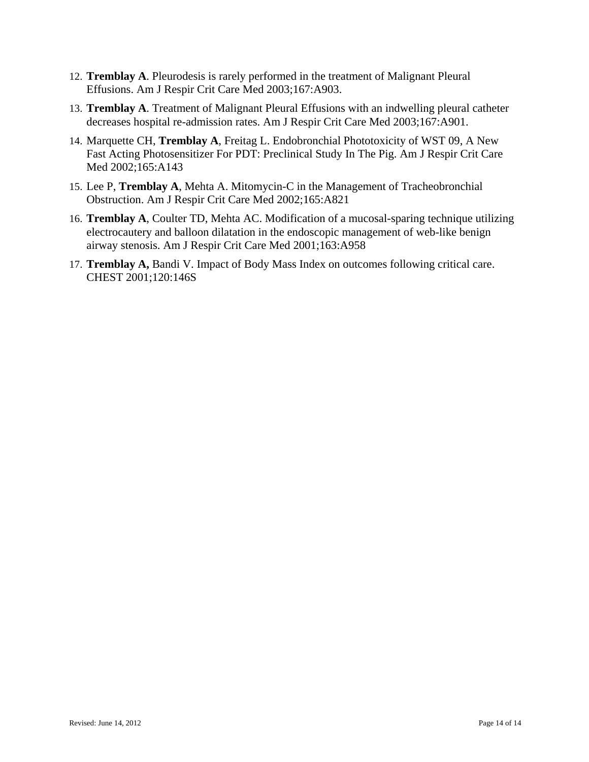12. **Tremblay A**. Pleurodesis is rarely performed in the treatment of Malignant Pleural Effusions. Am J Respir Crit Care Med 2003;167:A903.
13. **Tremblay A**. Treatment of Malignant Pleural Effusions with an indwelling pleural catheter decreases hospital re-admission rates. Am J Respir Crit Care Med 2003;167:A901.
14. Marquette CH, **Tremblay A**, Freitag L. Endobronchial Phototoxicity of WST 09, A New Fast Acting Photosensitizer For PDT: Preclinical Study In The Pig. Am J Respir Crit Care Med 2002;165:A143
15. Lee P, **Tremblay A**, Mehta A. Mitomycin-C in the Management of Tracheobronchial Obstruction. Am J Respir Crit Care Med 2002;165:A821
16. **Tremblay A**, Coulter TD, Mehta AC. Modification of a mucosal-sparing technique utilizing electrocautery and balloon dilatation in the endoscopic management of web-like benign airway stenosis. Am J Respir Crit Care Med 2001;163:A958
17. **Tremblay A,** Bandi V. Impact of Body Mass Index on outcomes following critical care. CHEST 2001;120:146S